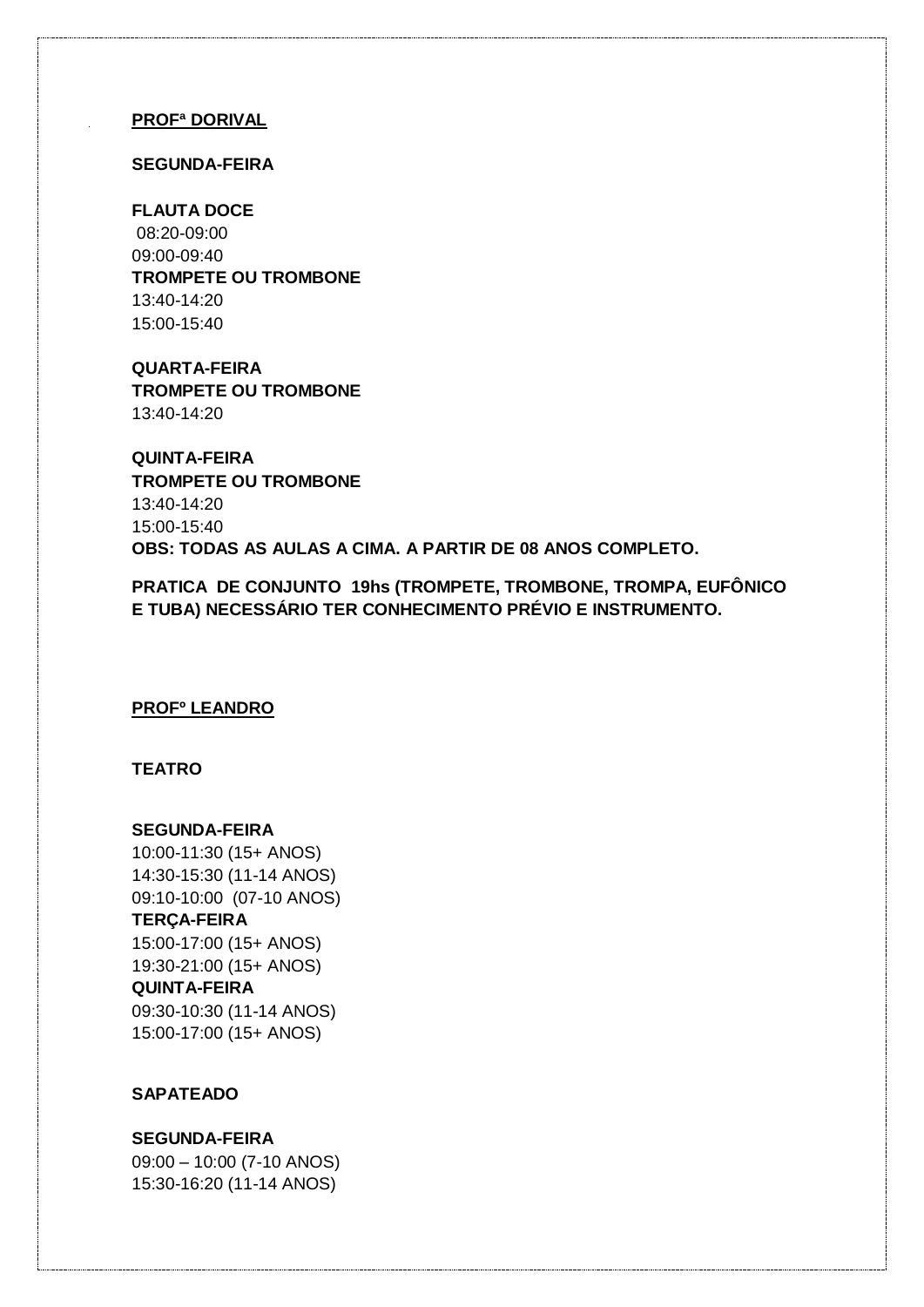**PROFª DORIVAL**

**SEGUNDA-FEIRA**

**FLAUTA DOCE**
08:20-09:00
09:00-09:40
**TROMPETE OU TROMBONE**
13:40-14:20
15:00-15:40

**QUARTA-FEIRA**
**TROMPETE OU TROMBONE**
13:40-14:20

**QUINTA-FEIRA**
**TROMPETE OU TROMBONE**
13:40-14:20
15:00-15:40
**OBS: TODAS AS AULAS A CIMA. A PARTIR DE 08 ANOS COMPLETO.**

**PRATICA DE CONJUNTO 19hs (TROMPETE, TROMBONE, TROMPA, EUFÔNICO E TUBA) NECESSÁRIO TER CONHECIMENTO PRÉVIO E INSTRUMENTO.**

**PROFº LEANDRO**

**TEATRO**

**SEGUNDA-FEIRA**
10:00-11:30 (15+ ANOS)
14:30-15:30 (11-14 ANOS)
09:10-10:00 (07-10 ANOS)
**TERÇA-FEIRA**
15:00-17:00 (15+ ANOS)
19:30-21:00 (15+ ANOS)
**QUINTA-FEIRA**
09:30-10:30 (11-14 ANOS)
15:00-17:00 (15+ ANOS)

**SAPATEADO**

**SEGUNDA-FEIRA**
09:00 – 10:00 (7-10 ANOS)
15:30-16:20 (11-14 ANOS)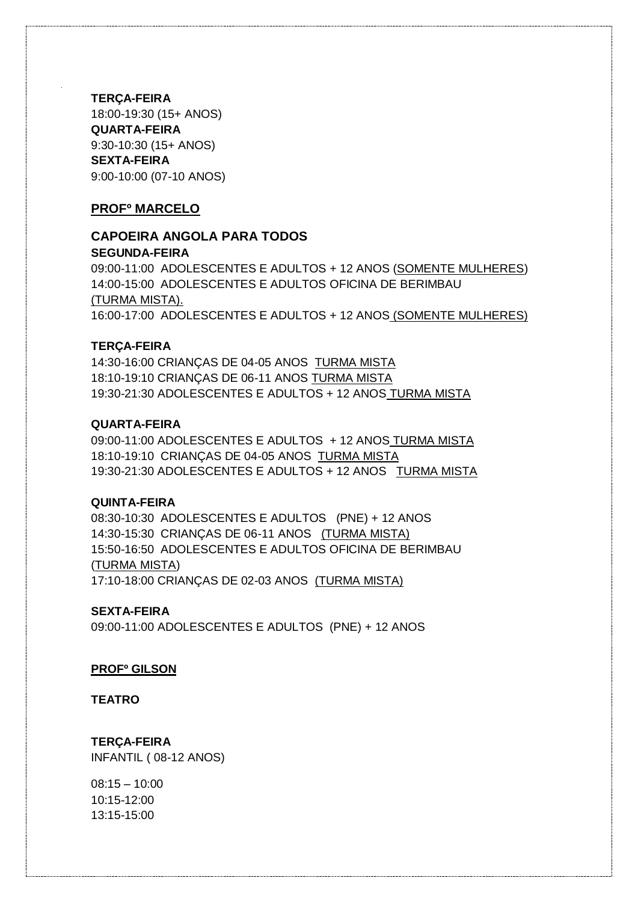**TERÇA-FEIRA**
18:00-19:30 (15+ ANOS)
**QUARTA-FEIRA**
9:30-10:30 (15+ ANOS)
**SEXTA-FEIRA**
9:00-10:00 (07-10 ANOS)

**PROFº MARCELO**

**CAPOEIRA ANGOLA PARA TODOS**
**SEGUNDA-FEIRA**
09:00-11:00 ADOLESCENTES E ADULTOS + 12 ANOS (SOMENTE MULHERES)
14:00-15:00 ADOLESCENTES E ADULTOS OFICINA DE BERIMBAU (TURMA MISTA).
16:00-17:00 ADOLESCENTES E ADULTOS + 12 ANOS (SOMENTE MULHERES)

**TERÇA-FEIRA**
14:30-16:00 CRIANÇAS DE 04-05 ANOS TURMA MISTA
18:10-19:10 CRIANÇAS DE 06-11 ANOS TURMA MISTA
19:30-21:30 ADOLESCENTES E ADULTOS + 12 ANOS TURMA MISTA

**QUARTA-FEIRA**
09:00-11:00 ADOLESCENTES E ADULTOS + 12 ANOS TURMA MISTA
18:10-19:10 CRIANÇAS DE 04-05 ANOS TURMA MISTA
19:30-21:30 ADOLESCENTES E ADULTOS + 12 ANOS TURMA MISTA

**QUINTA-FEIRA**
08:30-10:30 ADOLESCENTES E ADULTOS (PNE) + 12 ANOS
14:30-15:30 CRIANÇAS DE 06-11 ANOS (TURMA MISTA)
15:50-16:50 ADOLESCENTES E ADULTOS OFICINA DE BERIMBAU (TURMA MISTA)
17:10-18:00 CRIANÇAS DE 02-03 ANOS (TURMA MISTA)

**SEXTA-FEIRA**
09:00-11:00 ADOLESCENTES E ADULTOS (PNE) + 12 ANOS

**PROFº GILSON**

**TEATRO**

**TERÇA-FEIRA**
INFANTIL ( 08-12 ANOS)

08:15 – 10:00
10:15-12:00
13:15-15:00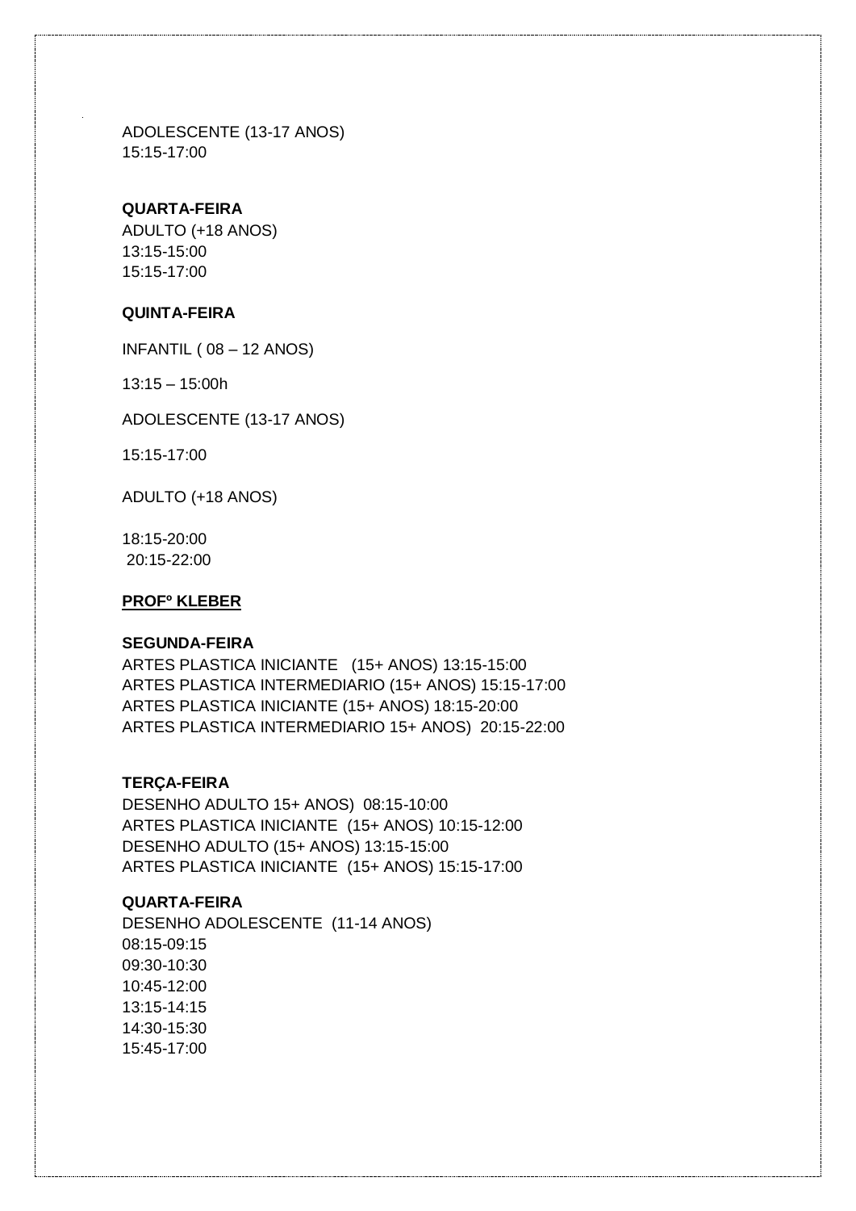ADOLESCENTE (13-17 ANOS)
15:15-17:00

**QUARTA-FEIRA**
ADULTO (+18 ANOS)
13:15-15:00
15:15-17:00

**QUINTA-FEIRA**

INFANTIL ( 08 – 12 ANOS)

13:15 – 15:00h

ADOLESCENTE (13-17 ANOS)

15:15-17:00

ADULTO (+18 ANOS)

18:15-20:00
20:15-22:00

**<u>PROFº KLEBER</u>**

**SEGUNDA-FEIRA**
ARTES PLASTICA INICIANTE (15+ ANOS) 13:15-15:00
ARTES PLASTICA INTERMEDIARIO (15+ ANOS) 15:15-17:00
ARTES PLASTICA INICIANTE (15+ ANOS) 18:15-20:00
ARTES PLASTICA INTERMEDIARIO 15+ ANOS) 20:15-22:00

**TERÇA-FEIRA**
DESENHO ADULTO 15+ ANOS) 08:15-10:00
ARTES PLASTICA INICIANTE (15+ ANOS) 10:15-12:00
DESENHO ADULTO (15+ ANOS) 13:15-15:00
ARTES PLASTICA INICIANTE (15+ ANOS) 15:15-17:00

**QUARTA-FEIRA**
DESENHO ADOLESCENTE (11-14 ANOS)
08:15-09:15
09:30-10:30
10:45-12:00
13:15-14:15
14:30-15:30
15:45-17:00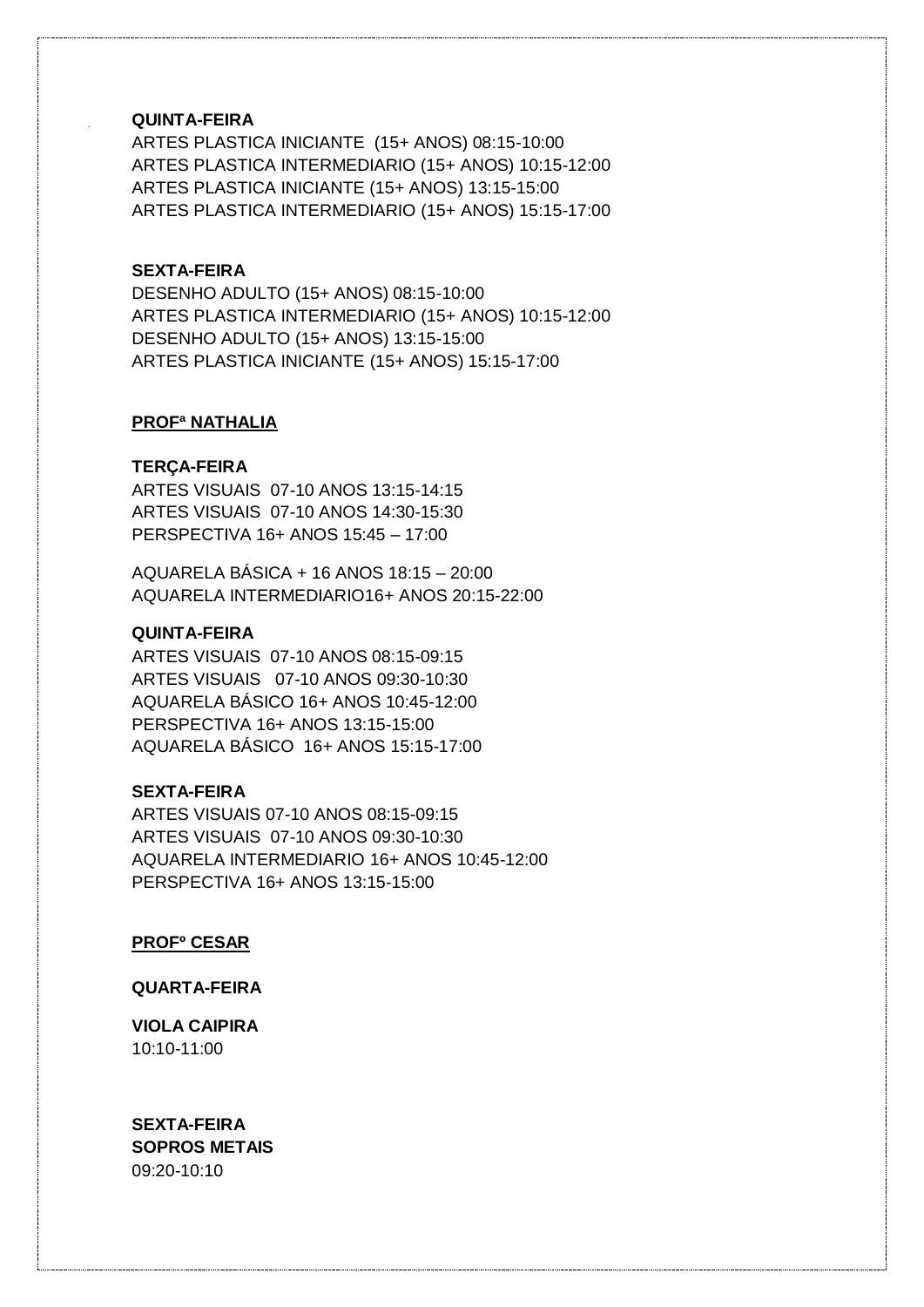**QUINTA-FEIRA**

ARTES PLASTICA INICIANTE (15+ ANOS) 08:15-10:00
ARTES PLASTICA INTERMEDIARIO (15+ ANOS) 10:15-12:00
ARTES PLASTICA INICIANTE (15+ ANOS) 13:15-15:00
ARTES PLASTICA INTERMEDIARIO (15+ ANOS) 15:15-17:00

**SEXTA-FEIRA**

DESENHO ADULTO (15+ ANOS) 08:15-10:00
ARTES PLASTICA INTERMEDIARIO (15+ ANOS) 10:15-12:00
DESENHO ADULTO (15+ ANOS) 13:15-15:00
ARTES PLASTICA INICIANTE (15+ ANOS) 15:15-17:00

**PROFª NATHALIA**

**TERÇA-FEIRA**

ARTES VISUAIS 07-10 ANOS 13:15-14:15
ARTES VISUAIS 07-10 ANOS 14:30-15:30
PERSPECTIVA 16+ ANOS 15:45 – 17:00

AQUARELA BÁSICA + 16 ANOS 18:15 – 20:00
AQUARELA INTERMEDIARIO16+ ANOS 20:15-22:00

**QUINTA-FEIRA**

ARTES VISUAIS 07-10 ANOS 08:15-09:15
ARTES VISUAIS 07-10 ANOS 09:30-10:30
AQUARELA BÁSICO 16+ ANOS 10:45-12:00
PERSPECTIVA 16+ ANOS 13:15-15:00
AQUARELA BÁSICO 16+ ANOS 15:15-17:00

**SEXTA-FEIRA**

ARTES VISUAIS 07-10 ANOS 08:15-09:15
ARTES VISUAIS 07-10 ANOS 09:30-10:30
AQUARELA INTERMEDIARIO 16+ ANOS 10:45-12:00
PERSPECTIVA 16+ ANOS 13:15-15:00

**PROFº CESAR**

**QUARTA-FEIRA**

**VIOLA CAIPIRA**
10:10-11:00

**SEXTA-FEIRA**
**SOPROS METAIS**
09:20-10:10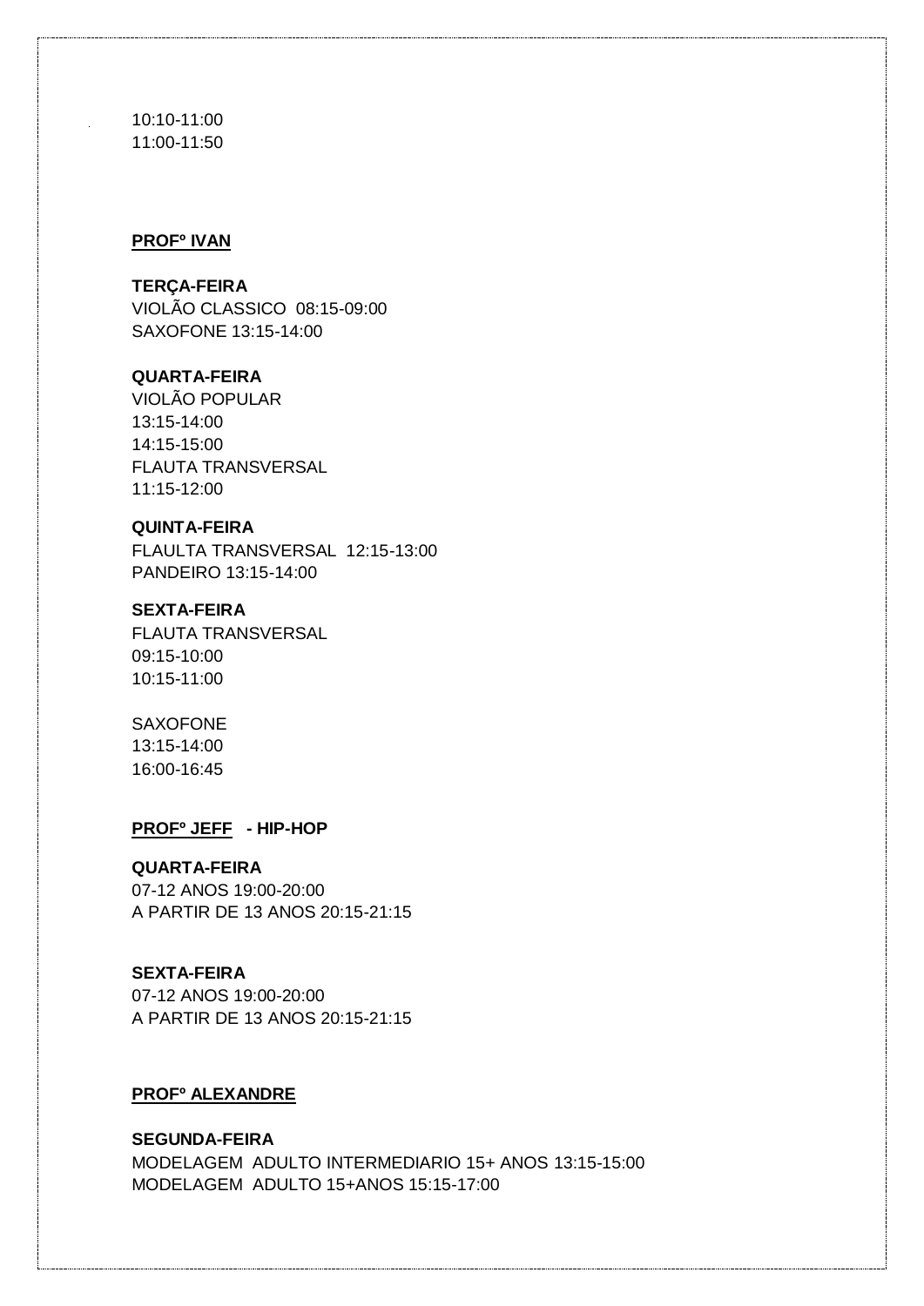10:10-11:00
11:00-11:50

**PROFº IVAN**

**TERÇA-FEIRA**
VIOLÃO CLASSICO 08:15-09:00
SAXOFONE 13:15-14:00

**QUARTA-FEIRA**
VIOLÃO POPULAR
13:15-14:00
14:15-15:00
FLAUTA TRANSVERSAL
11:15-12:00

**QUINTA-FEIRA**
FLAULTA TRANSVERSAL 12:15-13:00
PANDEIRO 13:15-14:00

**SEXTA-FEIRA**
FLAUTA TRANSVERSAL
09:15-10:00
10:15-11:00

SAXOFONE
13:15-14:00
16:00-16:45

**PROFº JEFF - HIP-HOP**

**QUARTA-FEIRA**
07-12 ANOS 19:00-20:00
A PARTIR DE 13 ANOS 20:15-21:15

**SEXTA-FEIRA**
07-12 ANOS 19:00-20:00
A PARTIR DE 13 ANOS 20:15-21:15

**PROFº ALEXANDRE**

**SEGUNDA-FEIRA**
MODELAGEM ADULTO INTERMEDIARIO 15+ ANOS 13:15-15:00
MODELAGEM ADULTO 15+ANOS 15:15-17:00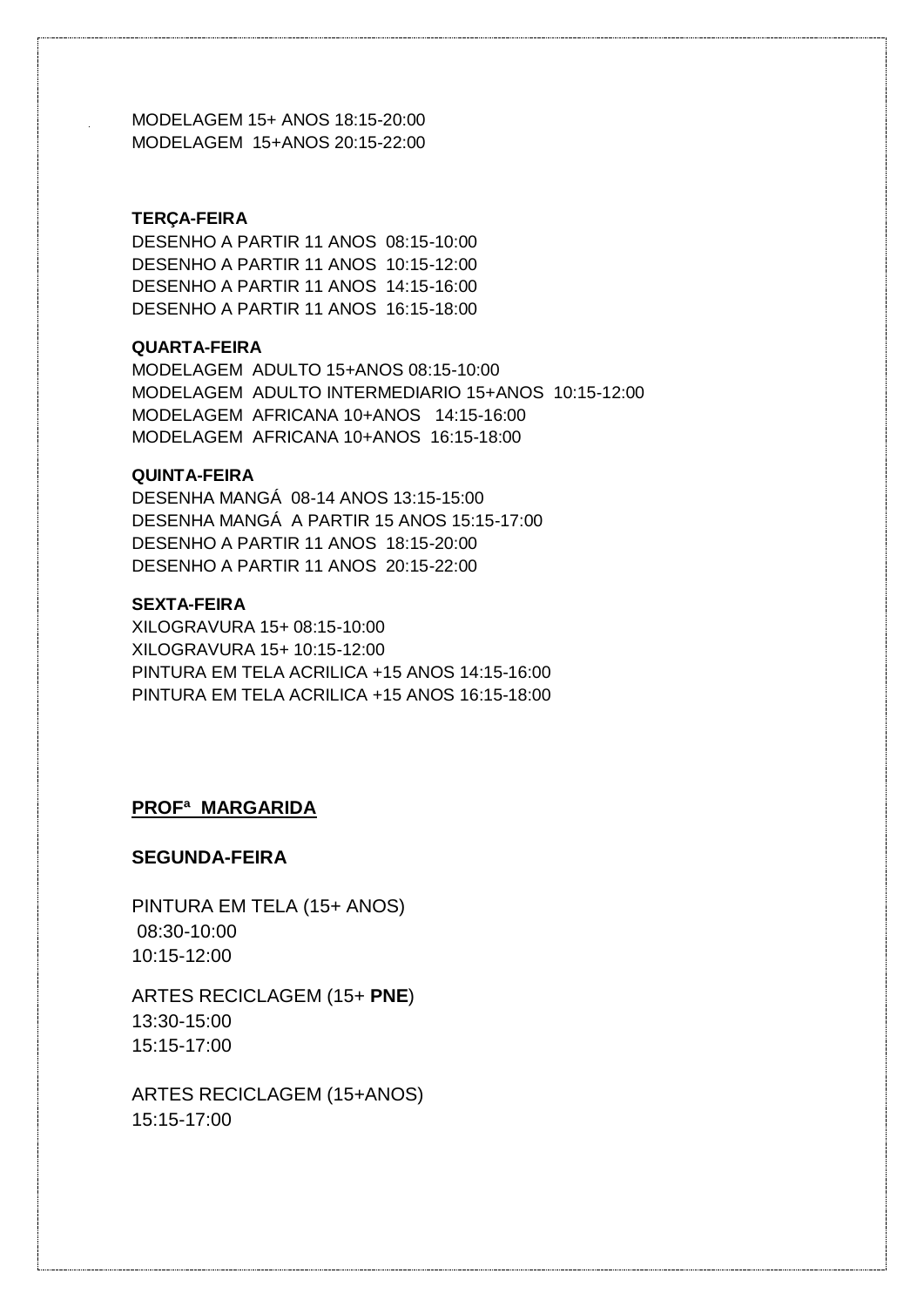MODELAGEM 15+ ANOS 18:15-20:00
MODELAGEM 15+ANOS 20:15-22:00

**TERÇA-FEIRA**

DESENHO A PARTIR 11 ANOS 08:15-10:00
DESENHO A PARTIR 11 ANOS 10:15-12:00
DESENHO A PARTIR 11 ANOS 14:15-16:00
DESENHO A PARTIR 11 ANOS 16:15-18:00

**QUARTA-FEIRA**

MODELAGEM ADULTO 15+ANOS 08:15-10:00
MODELAGEM ADULTO INTERMEDIARIO 15+ANOS 10:15-12:00
MODELAGEM AFRICANA 10+ANOS 14:15-16:00
MODELAGEM AFRICANA 10+ANOS 16:15-18:00

**QUINTA-FEIRA**

DESENHA MANGÁ 08-14 ANOS 13:15-15:00
DESENHA MANGÁ A PARTIR 15 ANOS 15:15-17:00
DESENHO A PARTIR 11 ANOS 18:15-20:00
DESENHO A PARTIR 11 ANOS 20:15-22:00

**SEXTA-FEIRA**

XILOGRAVURA 15+ 08:15-10:00
XILOGRAVURA 15+ 10:15-12:00
PINTURA EM TELA ACRILICA +15 ANOS 14:15-16:00
PINTURA EM TELA ACRILICA +15 ANOS 16:15-18:00

## PROFª MARGARIDA

**SEGUNDA-FEIRA**

PINTURA EM TELA (15+ ANOS)
08:30-10:00
10:15-12:00

ARTES RECICLAGEM (15+ **PNE**)
13:30-15:00
15:15-17:00

ARTES RECICLAGEM (15+ANOS)
15:15-17:00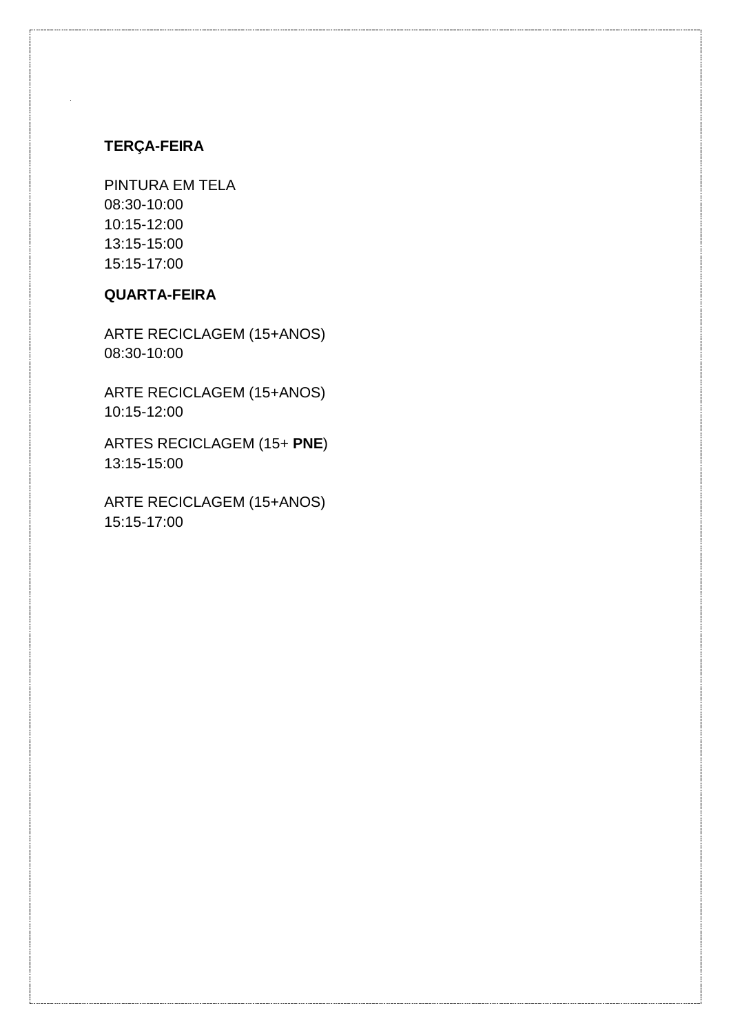**TERÇA-FEIRA**

PINTURA EM TELA
08:30-10:00
10:15-12:00
13:15-15:00
15:15-17:00

**QUARTA-FEIRA**

ARTE RECICLAGEM (15+ANOS)
08:30-10:00

ARTE RECICLAGEM (15+ANOS)
10:15-12:00

ARTES RECICLAGEM (15+ **PNE**)
13:15-15:00

ARTE RECICLAGEM (15+ANOS)
15:15-17:00